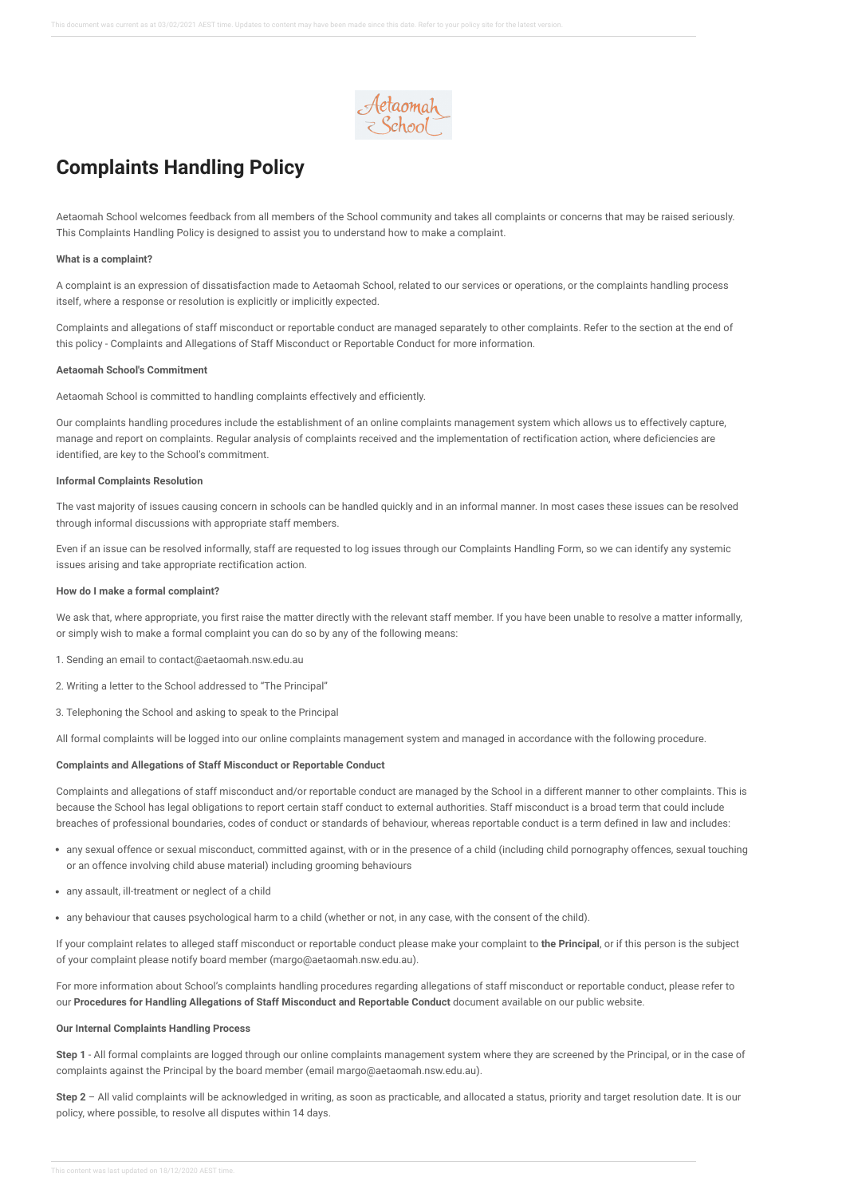# Complaints Handling Policy

Aetaomah School welcomes feedback from all members of the School community and takes all complaints or concerns that may be raised seriously. This Complaints Handling Policy is designed to assist you to understand how to make a complaint.

**What is a complaint?**

A complaint is an expression of dissatisfaction made to Aetaomah School, related to our services or operations, or the complaints handling process itself, where a response or resolution is explicitly or implicitly expected.

Complaints and allegations of staff misconduct or reportable conduct are managed separately to other complaints. Refer to the section at the end of this policy - Complaints and Allegations of Staff Misconduct or Reportable Conduct for more information.

**Aetaomah School's Commitment**

Aetaomah School is committed to handling complaints effectively and efficiently.

Our complaints handling procedures include the establishment of an online complaints management system which allows us to effectively capture, manage and report on complaints. Regular analysis of complaints received and the implementation of rectification action, where deficiencies are identified, are key to the School's commitment.

**Informal Complaints Resolution**

The vast majority of issues causing concern in schools can be handled quickly and in an informal manner. In most cases these issues can be resolved through informal discussions with appropriate staff members.

Even if an issue can be resolved informally, staff are requested to log issues through our Complaints Handling Form, so we can identify any systemic issues arising and take appropriate rectification action.

**How do I make a formal complaint?**

We ask that, where appropriate, you first raise the matter directly with the relevant staff member. If you have been unable to resolve a matter informally, or simply wish to make a formal complaint you can do so by any of the following means:

1. Sending an email to contact@aetaomah.nsw.edu.au

2. Writing a letter to the School addressed to "The Principal"

3. Telephoning the School and asking to speak to the Principal

All formal complaints will be logged into our online complaints management system and managed in accordance with the following procedure.

**Complaints and Allegations of Staff Misconduct or Reportable Conduct**

Complaints and allegations of staff misconduct and/or reportable conduct are managed by the School in a different manner to other complaints. This is because the School has legal obligations to report certain staff conduct to external authorities. Staff misconduct is a broad term that could include breaches of professional boundaries, codes of conduct or standards of behaviour, whereas reportable conduct is a term defined in law and includes:

- any sexual offence or sexual misconduct, committed against, with or in the presence of a child (including child pornography offences, sexual touching or an offence involving child abuse material) including grooming behaviours
- any assault, ill-treatment or neglect of a child
- any behaviour that causes psychological harm to a child (whether or not, in any case, with the consent of the child).

If your complaint relates to alleged staff misconduct or reportable conduct please make your complaint to **the Principal**, or if this person is the subject of your complaint please notify board member (margo@aetaomah.nsw.edu.au).

For more information about School's complaints handling procedures regarding allegations of staff misconduct or reportable conduct, please refer to our **Procedures for Handling Allegations of Staff Misconduct and Reportable Conduct** document available on our public website.

**Our Internal Complaints Handling Process**

**Step 1** - All formal complaints are logged through our online complaints management system where they are screened by the Principal, or in the case of complaints against the Principal by the board member (email margo@aetaomah.nsw.edu.au).

**Step 2** – All valid complaints will be acknowledged in writing, as soon as practicable, and allocated a status, priority and target resolution date. It is our policy, where possible, to resolve all disputes within 14 days.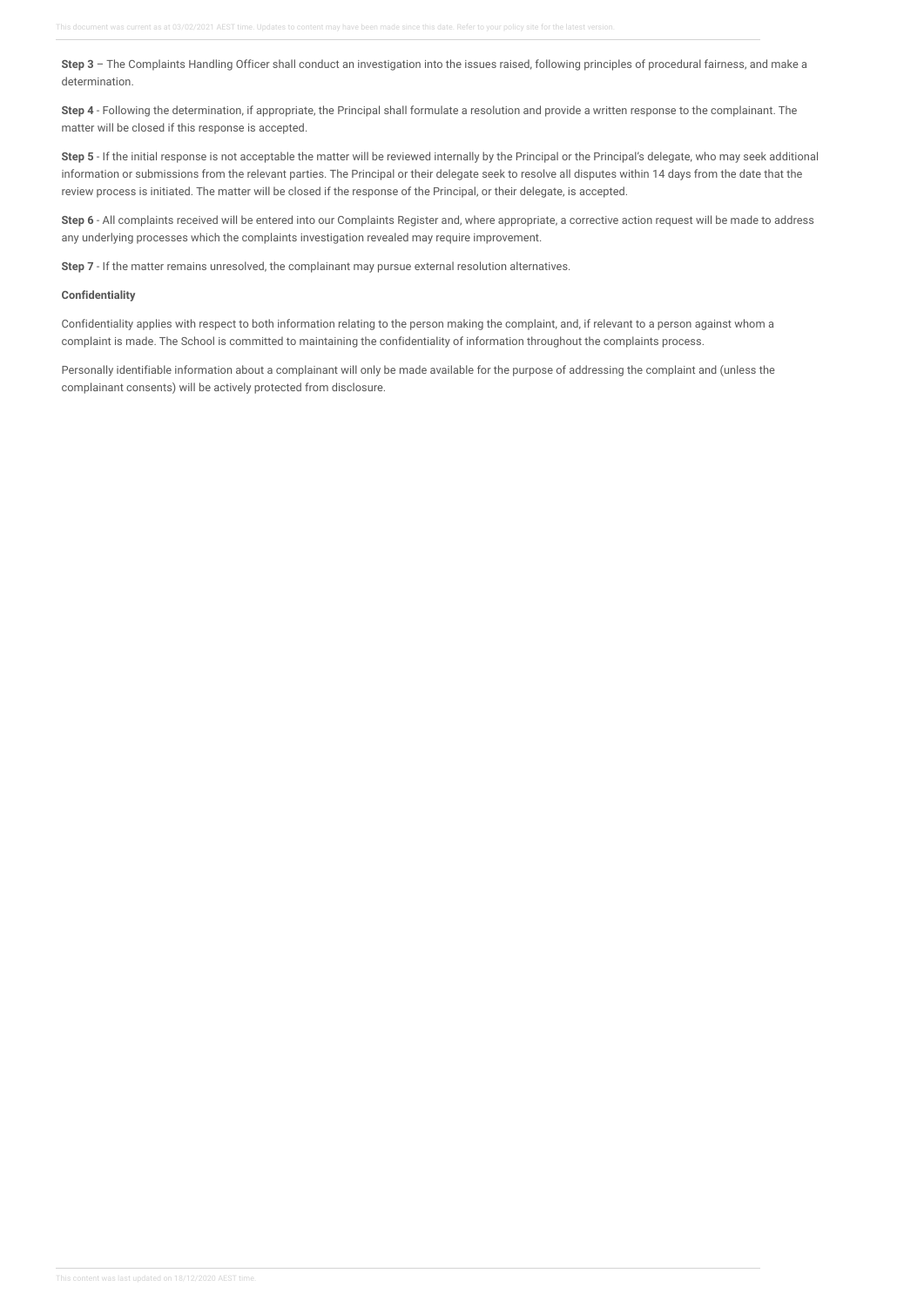**Step 3** – The Complaints Handling Officer shall conduct an investigation into the issues raised, following principles of procedural fairness, and make a determination.

**Step 4** - Following the determination, if appropriate, the Principal shall formulate a resolution and provide a written response to the complainant. The matter will be closed if this response is accepted.

**Step 5** - If the initial response is not acceptable the matter will be reviewed internally by the Principal or the Principal's delegate, who may seek additional information or submissions from the relevant parties. The Principal or their delegate seek to resolve all disputes within 14 days from the date that the review process is initiated. The matter will be closed if the response of the Principal, or their delegate, is accepted.

**Step 6** - All complaints received will be entered into our Complaints Register and, where appropriate, a corrective action request will be made to address any underlying processes which the complaints investigation revealed may require improvement.

**Step 7** - If the matter remains unresolved, the complainant may pursue external resolution alternatives.

**Confidentiality**

Confidentiality applies with respect to both information relating to the person making the complaint, and, if relevant to a person against whom a complaint is made. The School is committed to maintaining the confidentiality of information throughout the complaints process.

Personally identifiable information about a complainant will only be made available for the purpose of addressing the complaint and (unless the complainant consents) will be actively protected from disclosure.